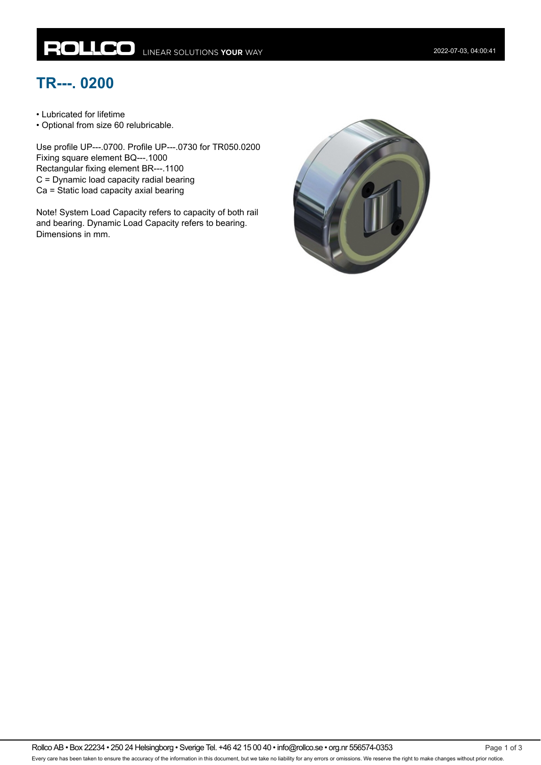# TR---. 0200

- Lubricated for lifetime
- Optional from size 60 relubricable.

Use profile UP---.0700. Profile UP---.0730 for TR050.0200
Fixing square element BQ---.1000
Rectangular fixing element BR---.1100
C = Dynamic load capacity radial bearing
Ca = Static load capacity axial bearing

Note! System Load Capacity refers to capacity of both rail and bearing. Dynamic Load Capacity refers to bearing.
Dimensions in mm.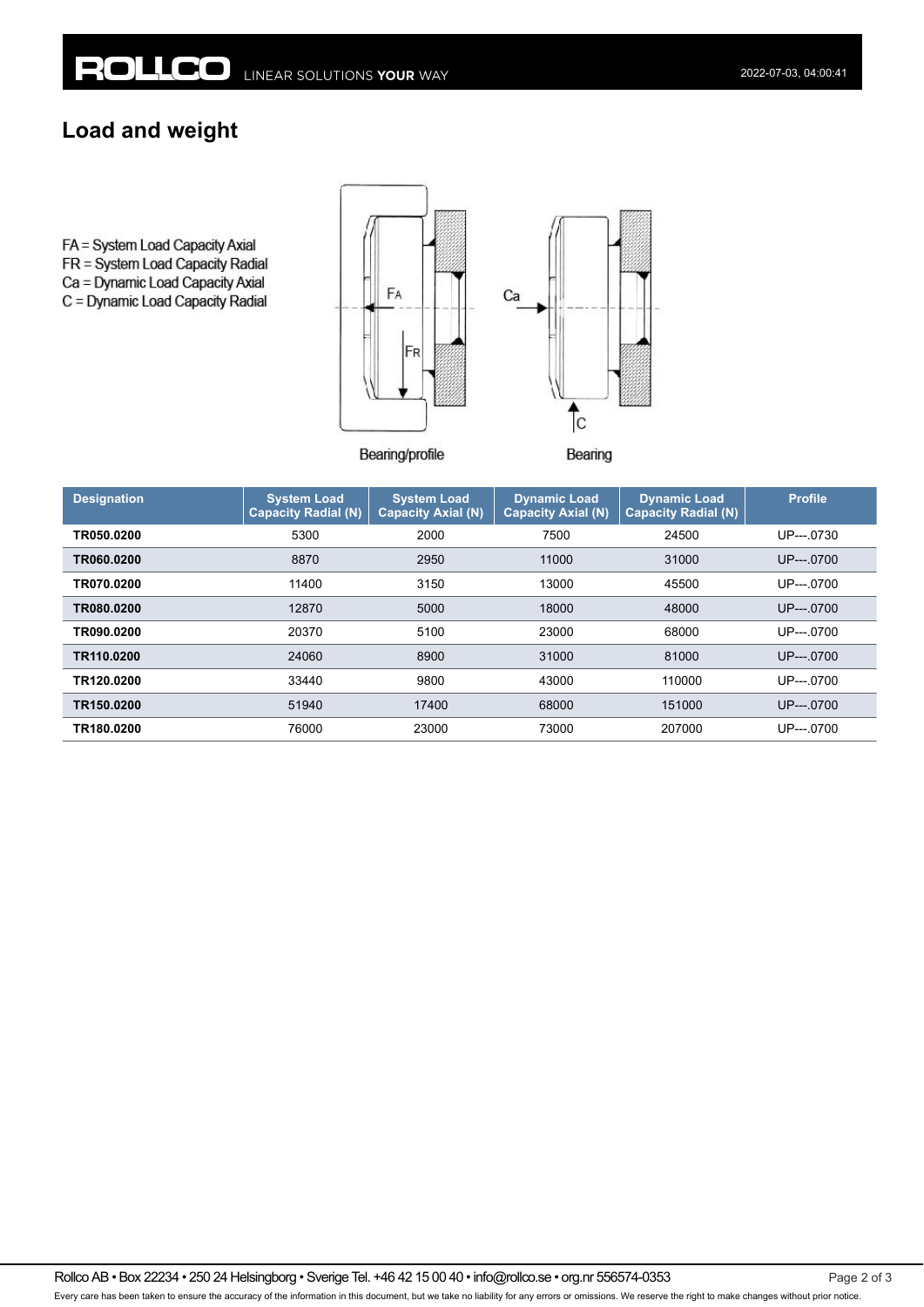## Load and weight

FA = System Load Capacity Axial
FR = System Load Capacity Radial
Ca = Dynamic Load Capacity Axial
C = Dynamic Load Capacity Radial

Bearing/profile

Bearing

| Designation | System Load Capacity Radial (N) | System Load Capacity Axial (N) | Dynamic Load Capacity Axial (N) | Dynamic Load Capacity Radial (N) | Profile |
|---|---|---|---|---|---|
| **TR050.0200** | 5300 | 2000 | 7500 | 24500 | UP---.0730 |
| **TR060.0200** | 8870 | 2950 | 11000 | 31000 | UP---.0700 |
| **TR070.0200** | 11400 | 3150 | 13000 | 45500 | UP---.0700 |
| **TR080.0200** | 12870 | 5000 | 18000 | 48000 | UP---.0700 |
| **TR090.0200** | 20370 | 5100 | 23000 | 68000 | UP---.0700 |
| **TR110.0200** | 24060 | 8900 | 31000 | 81000 | UP---.0700 |
| **TR120.0200** | 33440 | 9800 | 43000 | 110000 | UP---.0700 |
| **TR150.0200** | 51940 | 17400 | 68000 | 151000 | UP---.0700 |
| **TR180.0200** | 76000 | 23000 | 73000 | 207000 | UP---.0700 |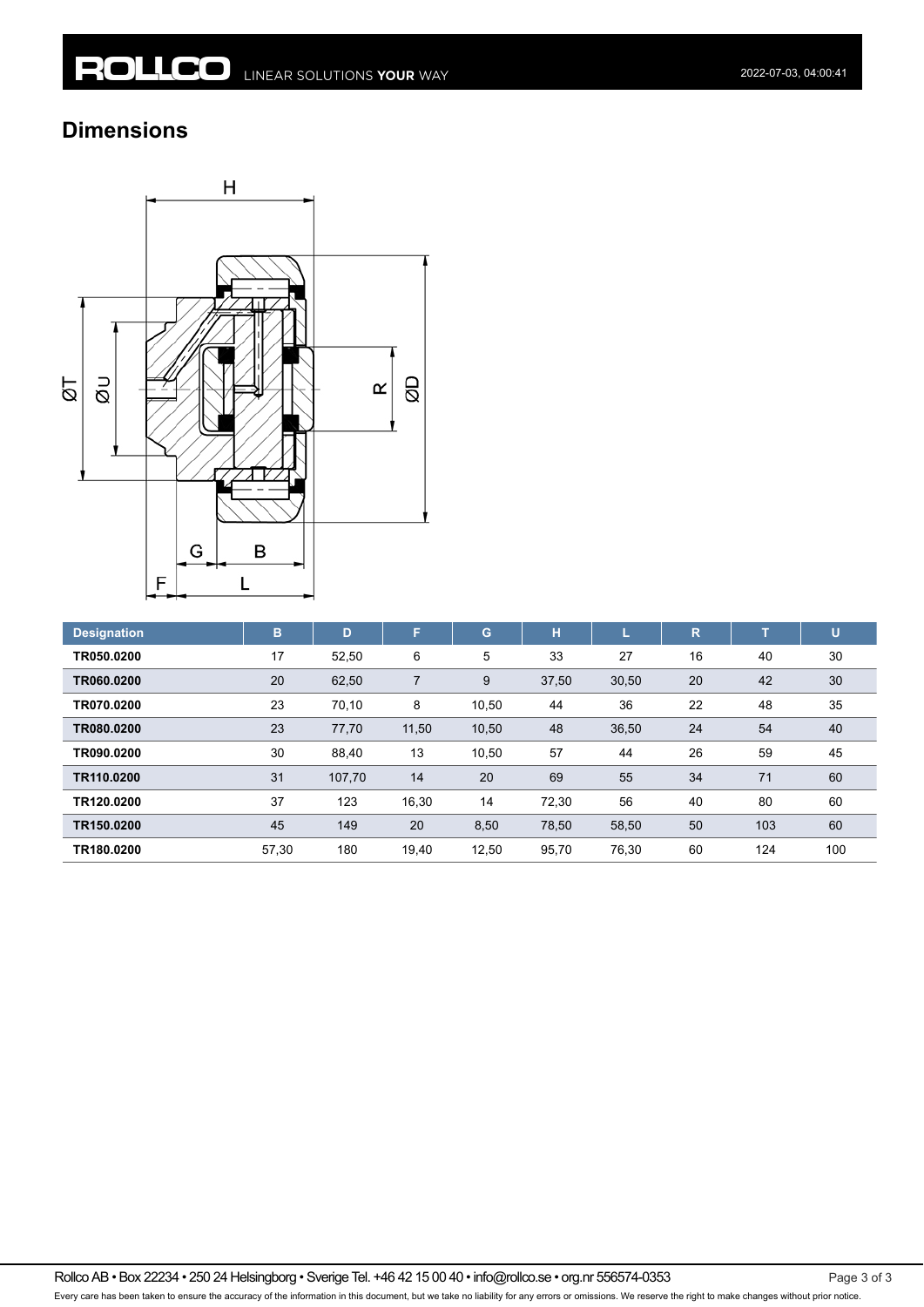## Dimensions

H

ØT

ØU

R

ØD

G

B

F

L

| Designation | B | D | F | G | H | L | R | T | U |
|---|---|---|---|---|---|---|---|---|---|
| TR050.0200 | 17 | 52,50 | 6 | 5 | 33 | 27 | 16 | 40 | 30 |
| TR060.0200 | 20 | 62,50 | 7 | 9 | 37,50 | 30,50 | 20 | 42 | 30 |
| TR070.0200 | 23 | 70,10 | 8 | 10,50 | 44 | 36 | 22 | 48 | 35 |
| TR080.0200 | 23 | 77,70 | 11,50 | 10,50 | 48 | 36,50 | 24 | 54 | 40 |
| TR090.0200 | 30 | 88,40 | 13 | 10,50 | 57 | 44 | 26 | 59 | 45 |
| TR110.0200 | 31 | 107,70 | 14 | 20 | 69 | 55 | 34 | 71 | 60 |
| TR120.0200 | 37 | 123 | 16,30 | 14 | 72,30 | 56 | 40 | 80 | 60 |
| TR150.0200 | 45 | 149 | 20 | 8,50 | 78,50 | 58,50 | 50 | 103 | 60 |
| TR180.0200 | 57,30 | 180 | 19,40 | 12,50 | 95,70 | 76,30 | 60 | 124 | 100 |